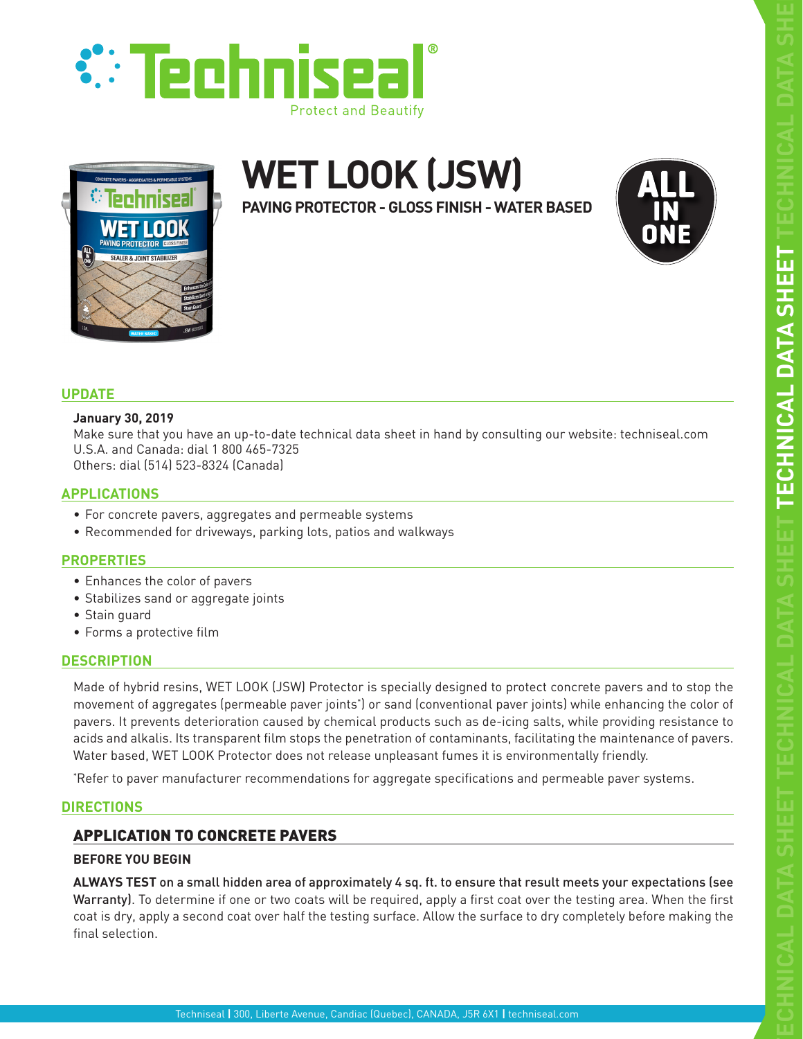# WET LOOK (JSW)

**PAVING PROTECTOR - GLOSS FINISH - WATER BASED**

ALL IN ONE

## UPDATE

**January 30, 2019**
Make sure that you have an up-to-date technical data sheet in hand by consulting our website: techniseal.com
U.S.A. and Canada: dial 1 800 465-7325
Others: dial (514) 523-8324 (Canada)

## APPLICATIONS

- For concrete pavers, aggregates and permeable systems
- Recommended for driveways, parking lots, patios and walkways

## PROPERTIES

- Enhances the color of pavers
- Stabilizes sand or aggregate joints
- Stain guard
- Forms a protective film

## DESCRIPTION

Made of hybrid resins, WET LOOK (JSW) Protector is specially designed to protect concrete pavers and to stop the movement of aggregates (permeable paver joints*) or sand (conventional paver joints) while enhancing the color of pavers. It prevents deterioration caused by chemical products such as de-icing salts, while providing resistance to acids and alkalis. Its transparent film stops the penetration of contaminants, facilitating the maintenance of pavers. Water based, WET LOOK Protector does not release unpleasant fumes it is environmentally friendly.

*Refer to paver manufacturer recommendations for aggregate specifications and permeable paver systems.

## DIRECTIONS

### APPLICATION TO CONCRETE PAVERS

**BEFORE YOU BEGIN**

**ALWAYS TEST** on a small hidden area of approximately 4 sq. ft. to ensure that result meets your expectations (see Warranty). To determine if one or two coats will be required, apply a first coat over the testing area. When the first coat is dry, apply a second coat over half the testing surface. Allow the surface to dry completely before making the final selection.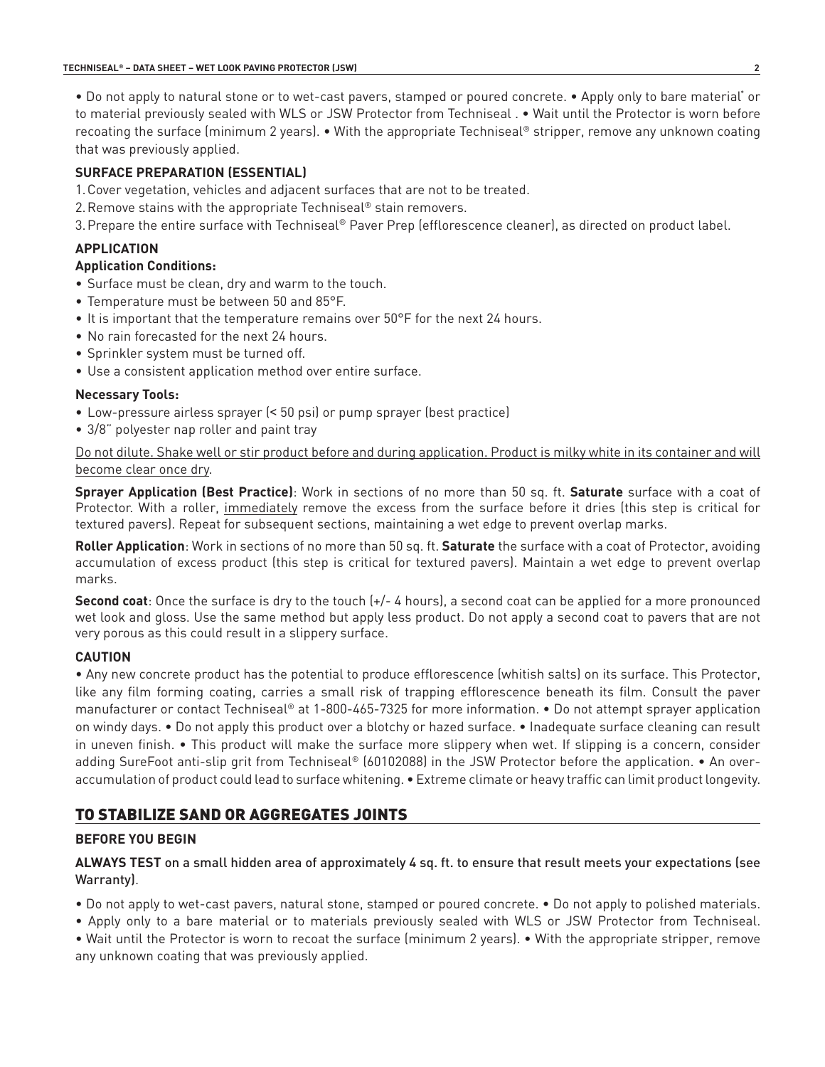• Do not apply to natural stone or to wet-cast pavers, stamped or poured concrete. • Apply only to bare material* or to material previously sealed with WLS or JSW Protector from Techniseal . • Wait until the Protector is worn before recoating the surface (minimum 2 years). • With the appropriate Techniseal® stripper, remove any unknown coating that was previously applied.

### SURFACE PREPARATION (ESSENTIAL)

1. Cover vegetation, vehicles and adjacent surfaces that are not to be treated.
2. Remove stains with the appropriate Techniseal® stain removers.
3. Prepare the entire surface with Techniseal® Paver Prep (efflorescence cleaner), as directed on product label.

### APPLICATION

#### Application Conditions:

- Surface must be clean, dry and warm to the touch.
- Temperature must be between 50 and 85°F.
- It is important that the temperature remains over 50°F for the next 24 hours.
- No rain forecasted for the next 24 hours.
- Sprinkler system must be turned off.
- Use a consistent application method over entire surface.

#### Necessary Tools:

- Low-pressure airless sprayer (< 50 psi) or pump sprayer (best practice)
- 3/8" polyester nap roller and paint tray

Do not dilute. Shake well or stir product before and during application. Product is milky white in its container and will become clear once dry.

**Sprayer Application (Best Practice)**: Work in sections of no more than 50 sq. ft. **Saturate** surface with a coat of Protector. With a roller, immediately remove the excess from the surface before it dries (this step is critical for textured pavers). Repeat for subsequent sections, maintaining a wet edge to prevent overlap marks.

**Roller Application**: Work in sections of no more than 50 sq. ft. **Saturate** the surface with a coat of Protector, avoiding accumulation of excess product (this step is critical for textured pavers). Maintain a wet edge to prevent overlap marks.

**Second coat**: Once the surface is dry to the touch (+/- 4 hours), a second coat can be applied for a more pronounced wet look and gloss. Use the same method but apply less product. Do not apply a second coat to pavers that are not very porous as this could result in a slippery surface.

### CAUTION

• Any new concrete product has the potential to produce efflorescence (whitish salts) on its surface. This Protector, like any film forming coating, carries a small risk of trapping efflorescence beneath its film. Consult the paver manufacturer or contact Techniseal® at 1-800-465-7325 for more information. • Do not attempt sprayer application on windy days. • Do not apply this product over a blotchy or hazed surface. • Inadequate surface cleaning can result in uneven finish. • This product will make the surface more slippery when wet. If slipping is a concern, consider adding SureFoot anti-slip grit from Techniseal® (60102088) in the JSW Protector before the application. • An over-accumulation of product could lead to surface whitening. • Extreme climate or heavy traffic can limit product longevity.

## TO STABILIZE SAND OR AGGREGATES JOINTS

### BEFORE YOU BEGIN

**ALWAYS TEST** on a small hidden area of approximately 4 sq. ft. to ensure that result meets your expectations (see Warranty).

• Do not apply to wet-cast pavers, natural stone, stamped or poured concrete. • Do not apply to polished materials.
• Apply only to a bare material or to materials previously sealed with WLS or JSW Protector from Techniseal.
• Wait until the Protector is worn to recoat the surface (minimum 2 years). • With the appropriate stripper, remove any unknown coating that was previously applied.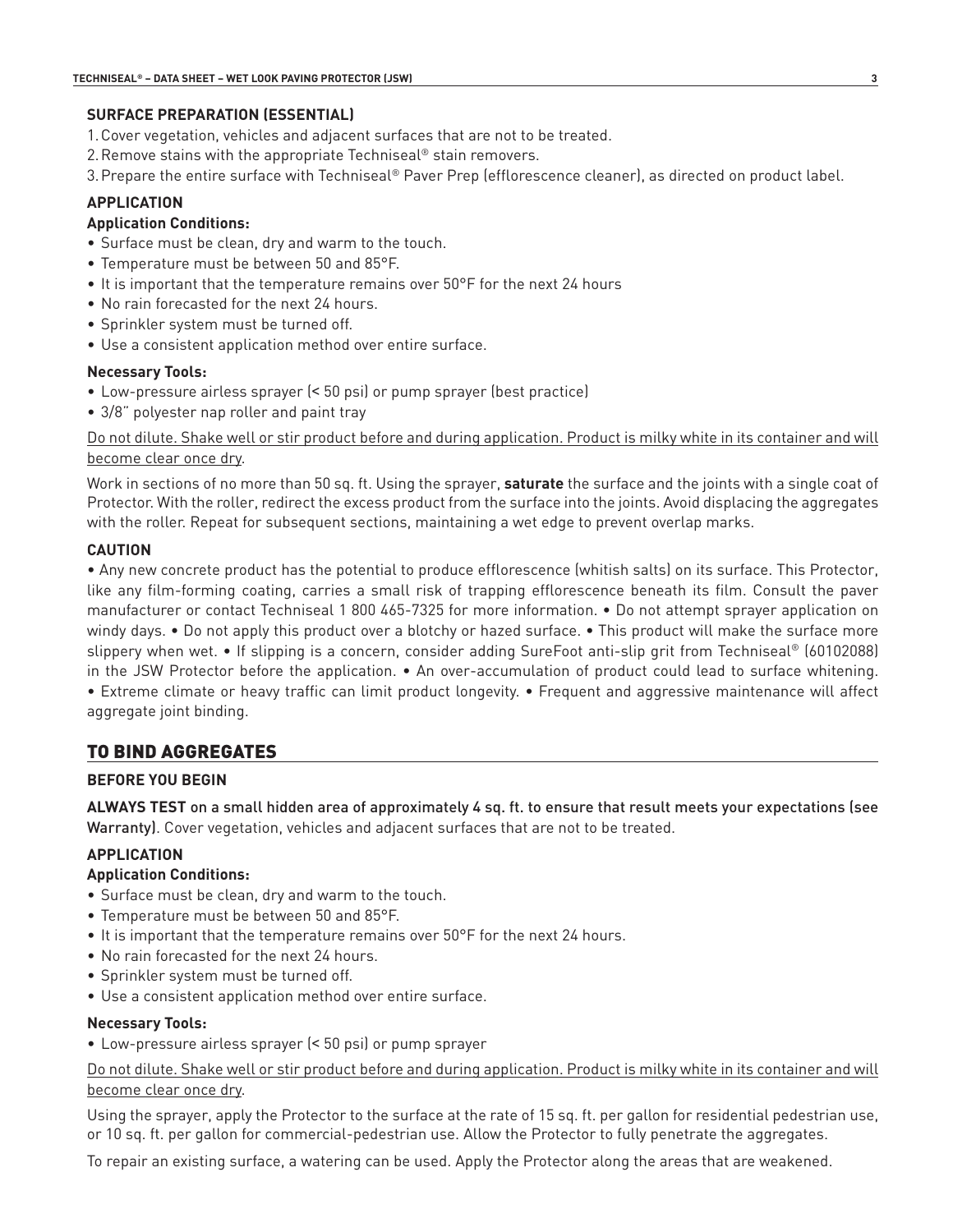### SURFACE PREPARATION (ESSENTIAL)

1. Cover vegetation, vehicles and adjacent surfaces that are not to be treated.
2. Remove stains with the appropriate Techniseal® stain removers.
3. Prepare the entire surface with Techniseal® Paver Prep (efflorescence cleaner), as directed on product label.

### APPLICATION

**Application Conditions:**

- Surface must be clean, dry and warm to the touch.
- Temperature must be between 50 and 85°F.
- It is important that the temperature remains over 50°F for the next 24 hours
- No rain forecasted for the next 24 hours.
- Sprinkler system must be turned off.
- Use a consistent application method over entire surface.

**Necessary Tools:**

- Low-pressure airless sprayer (< 50 psi) or pump sprayer (best practice)
- 3/8" polyester nap roller and paint tray

<u>Do not dilute. Shake well or stir product before and during application. Product is milky white in its container and will become clear once dry</u>.

Work in sections of no more than 50 sq. ft. Using the sprayer, **saturate** the surface and the joints with a single coat of Protector. With the roller, redirect the excess product from the surface into the joints. Avoid displacing the aggregates with the roller. Repeat for subsequent sections, maintaining a wet edge to prevent overlap marks.

### CAUTION

• Any new concrete product has the potential to produce efflorescence (whitish salts) on its surface. This Protector, like any film-forming coating, carries a small risk of trapping efflorescence beneath its film. Consult the paver manufacturer or contact Techniseal 1 800 465-7325 for more information. • Do not attempt sprayer application on windy days. • Do not apply this product over a blotchy or hazed surface. • This product will make the surface more slippery when wet. • If slipping is a concern, consider adding SureFoot anti-slip grit from Techniseal® (60102088) in the JSW Protector before the application. • An over-accumulation of product could lead to surface whitening. • Extreme climate or heavy traffic can limit product longevity. • Frequent and aggressive maintenance will affect aggregate joint binding.

## TO BIND AGGREGATES

### BEFORE YOU BEGIN

**ALWAYS TEST** on a small hidden area of approximately 4 sq. ft. to ensure that result meets your expectations (see Warranty). Cover vegetation, vehicles and adjacent surfaces that are not to be treated.

### APPLICATION

**Application Conditions:**

- Surface must be clean, dry and warm to the touch.
- Temperature must be between 50 and 85°F.
- It is important that the temperature remains over 50°F for the next 24 hours.
- No rain forecasted for the next 24 hours.
- Sprinkler system must be turned off.
- Use a consistent application method over entire surface.

**Necessary Tools:**

- Low-pressure airless sprayer (< 50 psi) or pump sprayer

<u>Do not dilute. Shake well or stir product before and during application. Product is milky white in its container and will become clear once dry</u>.

Using the sprayer, apply the Protector to the surface at the rate of 15 sq. ft. per gallon for residential pedestrian use, or 10 sq. ft. per gallon for commercial-pedestrian use. Allow the Protector to fully penetrate the aggregates.

To repair an existing surface, a watering can be used. Apply the Protector along the areas that are weakened.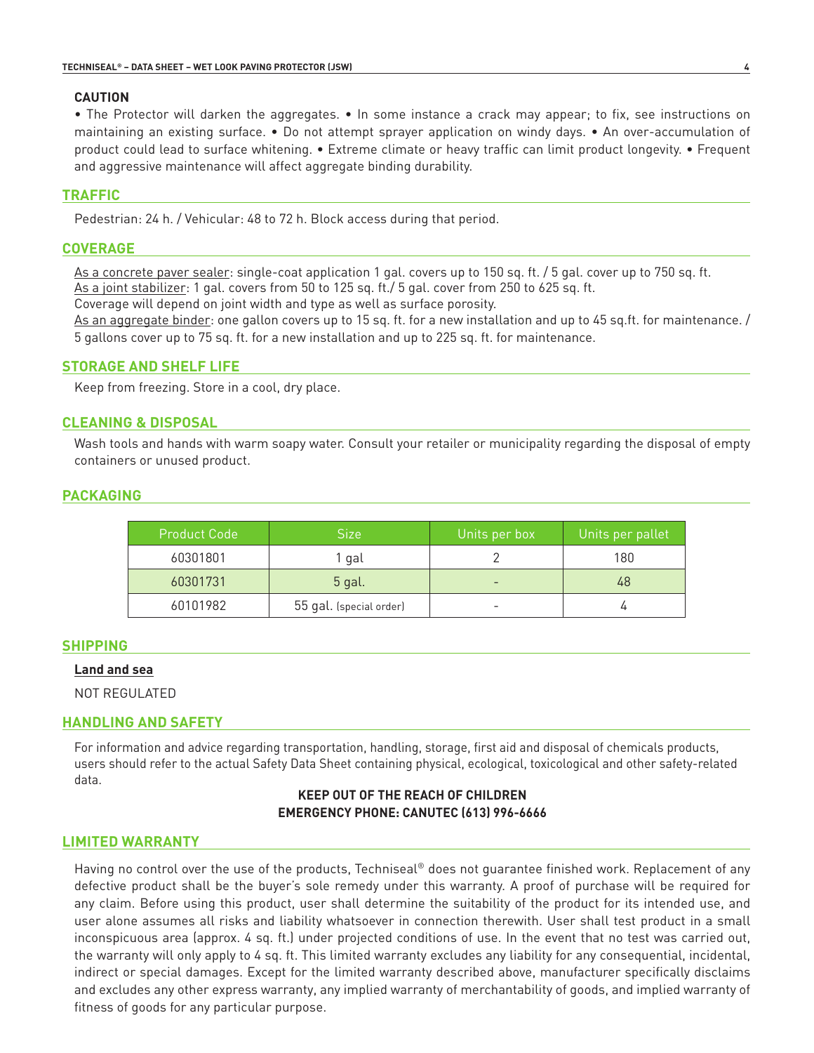### CAUTION

• The Protector will darken the aggregates. • In some instance a crack may appear; to fix, see instructions on maintaining an existing surface. • Do not attempt sprayer application on windy days. • An over-accumulation of product could lead to surface whitening. • Extreme climate or heavy traffic can limit product longevity. • Frequent and aggressive maintenance will affect aggregate binding durability.

## TRAFFIC

Pedestrian: 24 h. / Vehicular: 48 to 72 h. Block access during that period.

## COVERAGE

As a concrete paver sealer: single-coat application 1 gal. covers up to 150 sq. ft. / 5 gal. cover up to 750 sq. ft.
As a joint stabilizer: 1 gal. covers from 50 to 125 sq. ft./ 5 gal. cover from 250 to 625 sq. ft.
Coverage will depend on joint width and type as well as surface porosity.
As an aggregate binder: one gallon covers up to 15 sq. ft. for a new installation and up to 45 sq.ft. for maintenance. / 5 gallons cover up to 75 sq. ft. for a new installation and up to 225 sq. ft. for maintenance.

## STORAGE AND SHELF LIFE

Keep from freezing. Store in a cool, dry place.

## CLEANING & DISPOSAL

Wash tools and hands with warm soapy water. Consult your retailer or municipality regarding the disposal of empty containers or unused product.

## PACKAGING

| Product Code | Size | Units per box | Units per pallet |
|---|---|---|---|
| 60301801 | 1 gal | 2 | 180 |
| 60301731 | 5 gal. | - | 48 |
| 60101982 | 55 gal. (special order) | - | 4 |

## SHIPPING

**Land and sea**

NOT REGULATED

## HANDLING AND SAFETY

For information and advice regarding transportation, handling, storage, first aid and disposal of chemicals products, users should refer to the actual Safety Data Sheet containing physical, ecological, toxicological and other safety-related data.

**KEEP OUT OF THE REACH OF CHILDREN**
**EMERGENCY PHONE: CANUTEC (613) 996-6666**

## LIMITED WARRANTY

Having no control over the use of the products, Techniseal® does not guarantee finished work. Replacement of any defective product shall be the buyer's sole remedy under this warranty. A proof of purchase will be required for any claim. Before using this product, user shall determine the suitability of the product for its intended use, and user alone assumes all risks and liability whatsoever in connection therewith. User shall test product in a small inconspicuous area (approx. 4 sq. ft.) under projected conditions of use. In the event that no test was carried out, the warranty will only apply to 4 sq. ft. This limited warranty excludes any liability for any consequential, incidental, indirect or special damages. Except for the limited warranty described above, manufacturer specifically disclaims and excludes any other express warranty, any implied warranty of merchantability of goods, and implied warranty of fitness of goods for any particular purpose.